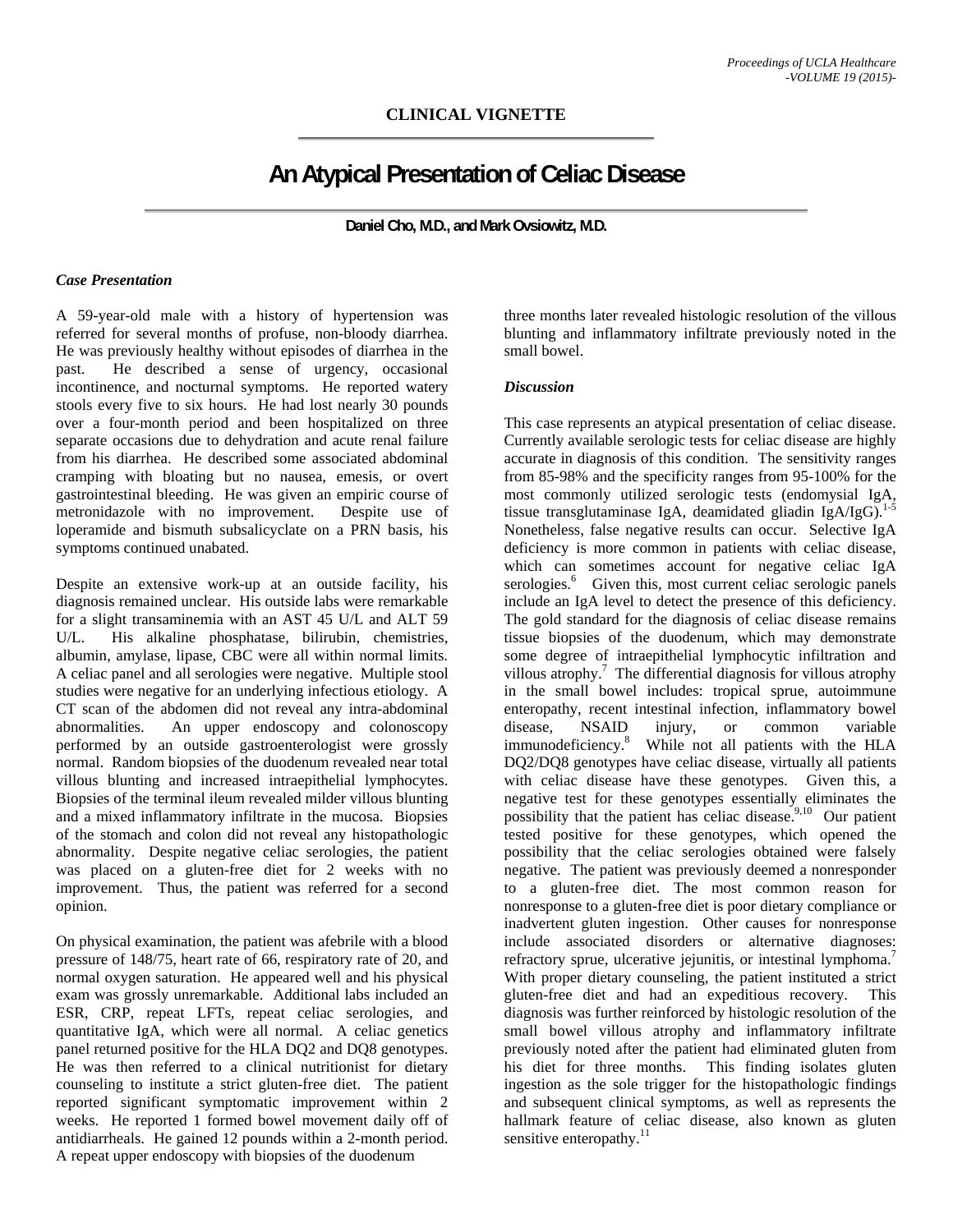## CLINICAL VIGNETTE

# An Atypical Presentation of Celiac Disease

**Daniel Cho, M.D., and Mark Ovsiowitz, M.D.**

### *Case Presentation*

A 59-year-old male with a history of hypertension was referred for several months of profuse, non-bloody diarrhea. He was previously healthy without episodes of diarrhea in the past. He described a sense of urgency, occasional incontinence, and nocturnal symptoms. He reported watery stools every five to six hours. He had lost nearly 30 pounds over a four-month period and been hospitalized on three separate occasions due to dehydration and acute renal failure from his diarrhea. He described some associated abdominal cramping with bloating but no nausea, emesis, or overt gastrointestinal bleeding. He was given an empiric course of metronidazole with no improvement. Despite use of loperamide and bismuth subsalicyclate on a PRN basis, his symptoms continued unabated.

Despite an extensive work-up at an outside facility, his diagnosis remained unclear. His outside labs were remarkable for a slight transaminemia with an AST 45 U/L and ALT 59 U/L. His alkaline phosphatase, bilirubin, chemistries, albumin, amylase, lipase, CBC were all within normal limits. A celiac panel and all serologies were negative. Multiple stool studies were negative for an underlying infectious etiology. A CT scan of the abdomen did not reveal any intra-abdominal abnormalities. An upper endoscopy and colonoscopy performed by an outside gastroenterologist were grossly normal. Random biopsies of the duodenum revealed near total villous blunting and increased intraepithelial lymphocytes. Biopsies of the terminal ileum revealed milder villous blunting and a mixed inflammatory infiltrate in the mucosa. Biopsies of the stomach and colon did not reveal any histopathologic abnormality. Despite negative celiac serologies, the patient was placed on a gluten-free diet for 2 weeks with no improvement. Thus, the patient was referred for a second opinion.

On physical examination, the patient was afebrile with a blood pressure of 148/75, heart rate of 66, respiratory rate of 20, and normal oxygen saturation. He appeared well and his physical exam was grossly unremarkable. Additional labs included an ESR, CRP, repeat LFTs, repeat celiac serologies, and quantitative IgA, which were all normal. A celiac genetics panel returned positive for the HLA DQ2 and DQ8 genotypes. He was then referred to a clinical nutritionist for dietary counseling to institute a strict gluten-free diet. The patient reported significant symptomatic improvement within 2 weeks. He reported 1 formed bowel movement daily off of antidiarrheals. He gained 12 pounds within a 2-month period. A repeat upper endoscopy with biopsies of the duodenum three months later revealed histologic resolution of the villous blunting and inflammatory infiltrate previously noted in the small bowel.

### *Discussion*

This case represents an atypical presentation of celiac disease. Currently available serologic tests for celiac disease are highly accurate in diagnosis of this condition. The sensitivity ranges from 85-98% and the specificity ranges from 95-100% for the most commonly utilized serologic tests (endomysial IgA, tissue transglutaminase IgA, deamidated gliadin IgA/IgG).[1-5] Nonetheless, false negative results can occur. Selective IgA deficiency is more common in patients with celiac disease, which can sometimes account for negative celiac IgA serologies.[6] Given this, most current celiac serologic panels include an IgA level to detect the presence of this deficiency. The gold standard for the diagnosis of celiac disease remains tissue biopsies of the duodenum, which may demonstrate some degree of intraepithelial lymphocytic infiltration and villous atrophy.[7] The differential diagnosis for villous atrophy in the small bowel includes: tropical sprue, autoimmune enteropathy, recent intestinal infection, inflammatory bowel disease, NSAID injury, or common variable immunodeficiency.[8] While not all patients with the HLA DQ2/DQ8 genotypes have celiac disease, virtually all patients with celiac disease have these genotypes. Given this, a negative test for these genotypes essentially eliminates the possibility that the patient has celiac disease.[9,10] Our patient tested positive for these genotypes, which opened the possibility that the celiac serologies obtained were falsely negative. The patient was previously deemed a nonresponder to a gluten-free diet. The most common reason for nonresponse to a gluten-free diet is poor dietary compliance or inadvertent gluten ingestion. Other causes for nonresponse include associated disorders or alternative diagnoses: refractory sprue, ulcerative jejunitis, or intestinal lymphoma.[7] With proper dietary counseling, the patient instituted a strict gluten-free diet and had an expeditious recovery. This diagnosis was further reinforced by histologic resolution of the small bowel villous atrophy and inflammatory infiltrate previously noted after the patient had eliminated gluten from his diet for three months. This finding isolates gluten ingestion as the sole trigger for the histopathologic findings and subsequent clinical symptoms, as well as represents the hallmark feature of celiac disease, also known as gluten sensitive enteropathy.[11]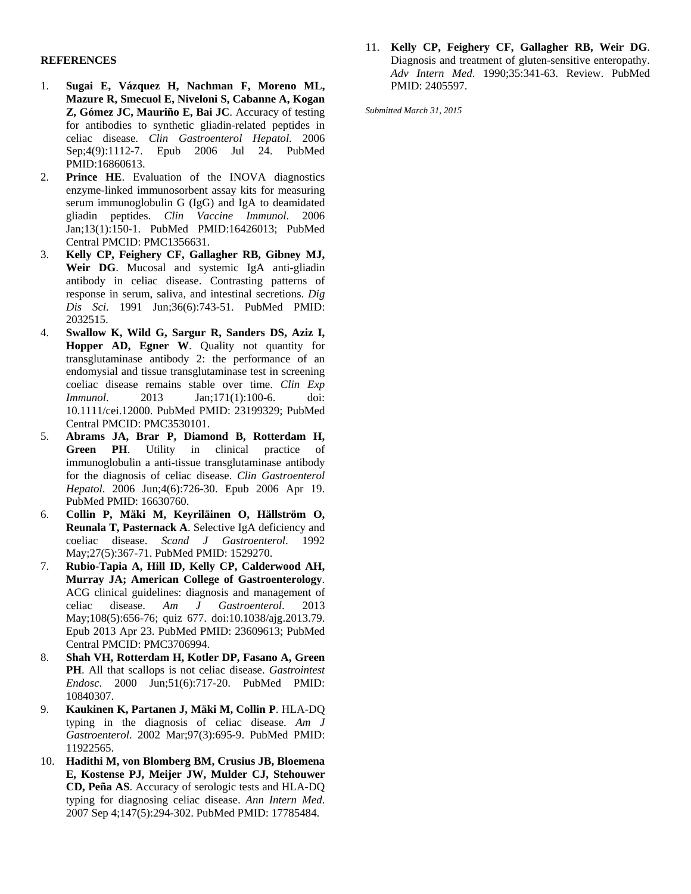## REFERENCES

1. **Sugai E, Vázquez H, Nachman F, Moreno ML, Mazure R, Smecuol E, Niveloni S, Cabanne A, Kogan Z, Gómez JC, Mauriño E, Bai JC**. Accuracy of testing for antibodies to synthetic gliadin-related peptides in celiac disease. *Clin Gastroenterol Hepatol*. 2006 Sep;4(9):1112-7. Epub 2006 Jul 24. PubMed PMID:16860613.
2. **Prince HE**. Evaluation of the INOVA diagnostics enzyme-linked immunosorbent assay kits for measuring serum immunoglobulin G (IgG) and IgA to deamidated gliadin peptides. *Clin Vaccine Immunol*. 2006 Jan;13(1):150-1. PubMed PMID:16426013; PubMed Central PMCID: PMC1356631.
3. **Kelly CP, Feighery CF, Gallagher RB, Gibney MJ, Weir DG**. Mucosal and systemic IgA anti-gliadin antibody in celiac disease. Contrasting patterns of response in serum, saliva, and intestinal secretions. *Dig Dis Sci*. 1991 Jun;36(6):743-51. PubMed PMID: 2032515.
4. **Swallow K, Wild G, Sargur R, Sanders DS, Aziz I, Hopper AD, Egner W**. Quality not quantity for transglutaminase antibody 2: the performance of an endomysial and tissue transglutaminase test in screening coeliac disease remains stable over time. *Clin Exp Immunol*. 2013 Jan;171(1):100-6. doi: 10.1111/cei.12000. PubMed PMID: 23199329; PubMed Central PMCID: PMC3530101.
5. **Abrams JA, Brar P, Diamond B, Rotterdam H, Green PH**. Utility in clinical practice of immunoglobulin a anti-tissue transglutaminase antibody for the diagnosis of celiac disease. *Clin Gastroenterol Hepatol*. 2006 Jun;4(6):726-30. Epub 2006 Apr 19. PubMed PMID: 16630760.
6. **Collin P, Mäki M, Keyriläinen O, Hällström O, Reunala T, Pasternack A**. Selective IgA deficiency and coeliac disease. *Scand J Gastroenterol*. 1992 May;27(5):367-71. PubMed PMID: 1529270.
7. **Rubio-Tapia A, Hill ID, Kelly CP, Calderwood AH, Murray JA; American College of Gastroenterology**. ACG clinical guidelines: diagnosis and management of celiac disease. *Am J Gastroenterol*. 2013 May;108(5):656-76; quiz 677. doi:10.1038/ajg.2013.79. Epub 2013 Apr 23. PubMed PMID: 23609613; PubMed Central PMCID: PMC3706994.
8. **Shah VH, Rotterdam H, Kotler DP, Fasano A, Green PH**. All that scallops is not celiac disease. *Gastrointest Endosc*. 2000 Jun;51(6):717-20. PubMed PMID: 10840307.
9. **Kaukinen K, Partanen J, Mäki M, Collin P**. HLA-DQ typing in the diagnosis of celiac disease. *Am J Gastroenterol*. 2002 Mar;97(3):695-9. PubMed PMID: 11922565.
10. **Hadithi M, von Blomberg BM, Crusius JB, Bloemena E, Kostense PJ, Meijer JW, Mulder CJ, Stehouwer CD, Peña AS**. Accuracy of serologic tests and HLA-DQ typing for diagnosing celiac disease. *Ann Intern Med*. 2007 Sep 4;147(5):294-302. PubMed PMID: 17785484.
11. **Kelly CP, Feighery CF, Gallagher RB, Weir DG**. Diagnosis and treatment of gluten-sensitive enteropathy. *Adv Intern Med*. 1990;35:341-63. Review. PubMed PMID: 2405597.

*Submitted March 31, 2015*